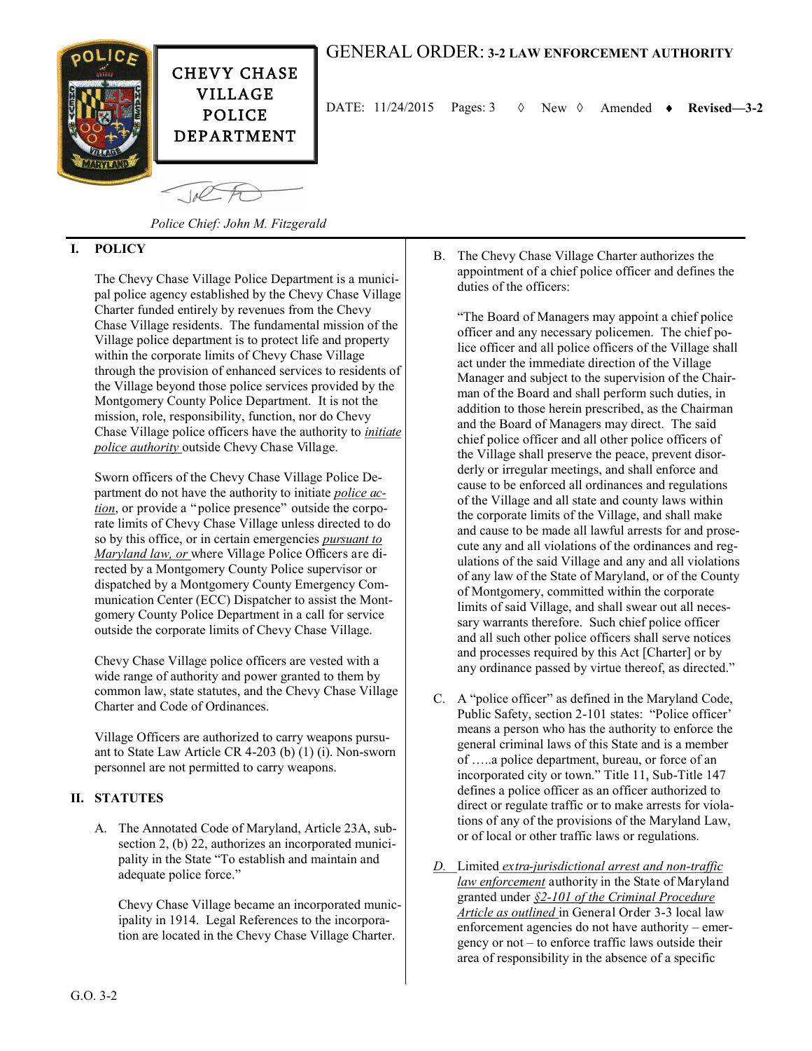CHEVY CHASE VILLAGE POLICE DEPARTMENT

# GENERAL ORDER: 3-2 LAW ENFORCEMENT AUTHORITY

DATE: 11/24/2015 Pages: 3 ◊ New ◊ Amended ♦ **Revised—3-2**

*Police Chief: John M. Fitzgerald*

## I. POLICY

The Chevy Chase Village Police Department is a municipal police agency established by the Chevy Chase Village Charter funded entirely by revenues from the Chevy Chase Village residents. The fundamental mission of the Village police department is to protect life and property within the corporate limits of Chevy Chase Village through the provision of enhanced services to residents of the Village beyond those police services provided by the Montgomery County Police Department. It is not the mission, role, responsibility, function, nor do Chevy Chase Village police officers have the authority to *initiate police authority* outside Chevy Chase Village.

Sworn officers of the Chevy Chase Village Police Department do not have the authority to initiate *police action*, or provide a "police presence" outside the corporate limits of Chevy Chase Village unless directed to do so by this office, or in certain emergencies *pursuant to Maryland law, or* where Village Police Officers are directed by a Montgomery County Police supervisor or dispatched by a Montgomery County Emergency Communication Center (ECC) Dispatcher to assist the Montgomery County Police Department in a call for service outside the corporate limits of Chevy Chase Village.

Chevy Chase Village police officers are vested with a wide range of authority and power granted to them by common law, state statutes, and the Chevy Chase Village Charter and Code of Ordinances.

Village Officers are authorized to carry weapons pursuant to State Law Article CR 4-203 (b) (1) (i). Non-sworn personnel are not permitted to carry weapons.

## II. STATUTES

A. The Annotated Code of Maryland, Article 23A, subsection 2, (b) 22, authorizes an incorporated municipality in the State "To establish and maintain and adequate police force."

Chevy Chase Village became an incorporated municipality in 1914. Legal References to the incorporation are located in the Chevy Chase Village Charter.

B. The Chevy Chase Village Charter authorizes the appointment of a chief police officer and defines the duties of the officers:

"The Board of Managers may appoint a chief police officer and any necessary policemen. The chief police officer and all police officers of the Village shall act under the immediate direction of the Village Manager and subject to the supervision of the Chairman of the Board and shall perform such duties, in addition to those herein prescribed, as the Chairman and the Board of Managers may direct. The said chief police officer and all other police officers of the Village shall preserve the peace, prevent disorderly or irregular meetings, and shall enforce and cause to be enforced all ordinances and regulations of the Village and all state and county laws within the corporate limits of the Village, and shall make and cause to be made all lawful arrests for and prosecute any and all violations of the ordinances and regulations of the said Village and any and all violations of any law of the State of Maryland, or of the County of Montgomery, committed within the corporate limits of said Village, and shall swear out all necessary warrants therefore. Such chief police officer and all such other police officers shall serve notices and processes required by this Act [Charter] or by any ordinance passed by virtue thereof, as directed."

C. A "police officer" as defined in the Maryland Code, Public Safety, section 2-101 states: "Police officer' means a person who has the authority to enforce the general criminal laws of this State and is a member of …..a police department, bureau, or force of an incorporated city or town." Title 11, Sub-Title 147 defines a police officer as an officer authorized to direct or regulate traffic or to make arrests for violations of any of the provisions of the Maryland Law, or of local or other traffic laws or regulations.

*D.* Limited *extra-jurisdictional arrest and non-traffic law enforcement* authority in the State of Maryland granted under *§2-101 of the Criminal Procedure Article as outlined* in General Order 3-3 local law enforcement agencies do not have authority – emergency or not – to enforce traffic laws outside their area of responsibility in the absence of a specific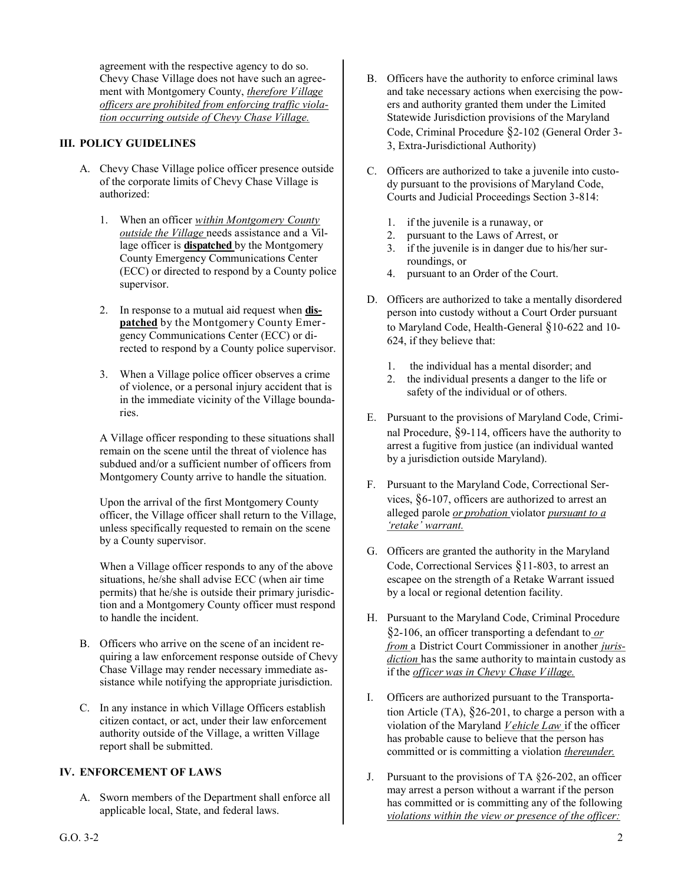agreement with the respective agency to do so. Chevy Chase Village does not have such an agreement with Montgomery County, *therefore Village officers are prohibited from enforcing traffic violation occurring outside of Chevy Chase Village.*

## III. POLICY GUIDELINES

A. Chevy Chase Village police officer presence outside of the corporate limits of Chevy Chase Village is authorized:

1. When an officer *within Montgomery County outside the Village* needs assistance and a Village officer is **dispatched** by the Montgomery County Emergency Communications Center (ECC) or directed to respond by a County police supervisor.

2. In response to a mutual aid request when **dispatched** by the Montgomery County Emergency Communications Center (ECC) or directed to respond by a County police supervisor.

3. When a Village police officer observes a crime of violence, or a personal injury accident that is in the immediate vicinity of the Village boundaries.

A Village officer responding to these situations shall remain on the scene until the threat of violence has subdued and/or a sufficient number of officers from Montgomery County arrive to handle the situation.

Upon the arrival of the first Montgomery County officer, the Village officer shall return to the Village, unless specifically requested to remain on the scene by a County supervisor.

When a Village officer responds to any of the above situations, he/she shall advise ECC (when air time permits) that he/she is outside their primary jurisdiction and a Montgomery County officer must respond to handle the incident.

B. Officers who arrive on the scene of an incident requiring a law enforcement response outside of Chevy Chase Village may render necessary immediate assistance while notifying the appropriate jurisdiction.

C. In any instance in which Village Officers establish citizen contact, or act, under their law enforcement authority outside of the Village, a written Village report shall be submitted.

## IV. ENFORCEMENT OF LAWS

A. Sworn members of the Department shall enforce all applicable local, State, and federal laws.

B. Officers have the authority to enforce criminal laws and take necessary actions when exercising the powers and authority granted them under the Limited Statewide Jurisdiction provisions of the Maryland Code, Criminal Procedure §2-102 (General Order 3-3, Extra-Jurisdictional Authority)

C. Officers are authorized to take a juvenile into custody pursuant to the provisions of Maryland Code, Courts and Judicial Proceedings Section 3-814:

1. if the juvenile is a runaway, or
2. pursuant to the Laws of Arrest, or
3. if the juvenile is in danger due to his/her surroundings, or
4. pursuant to an Order of the Court.

D. Officers are authorized to take a mentally disordered person into custody without a Court Order pursuant to Maryland Code, Health-General §10-622 and 10-624, if they believe that:

1. the individual has a mental disorder; and
2. the individual presents a danger to the life or safety of the individual or of others.

E. Pursuant to the provisions of Maryland Code, Criminal Procedure, §9-114, officers have the authority to arrest a fugitive from justice (an individual wanted by a jurisdiction outside Maryland).

F. Pursuant to the Maryland Code, Correctional Services, §6-107, officers are authorized to arrest an alleged parole *or probation* violator *pursuant to a 'retake' warrant.*

G. Officers are granted the authority in the Maryland Code, Correctional Services §11-803, to arrest an escapee on the strength of a Retake Warrant issued by a local or regional detention facility.

H. Pursuant to the Maryland Code, Criminal Procedure §2-106, an officer transporting a defendant to *or from* a District Court Commissioner in another *jurisdiction* has the same authority to maintain custody as if the *officer was in Chevy Chase Village.*

I. Officers are authorized pursuant to the Transportation Article (TA), §26-201, to charge a person with a violation of the Maryland *Vehicle Law* if the officer has probable cause to believe that the person has committed or is committing a violation *thereunder.*

J. Pursuant to the provisions of TA §26-202, an officer may arrest a person without a warrant if the person has committed or is committing any of the following *violations within the view or presence of the officer:*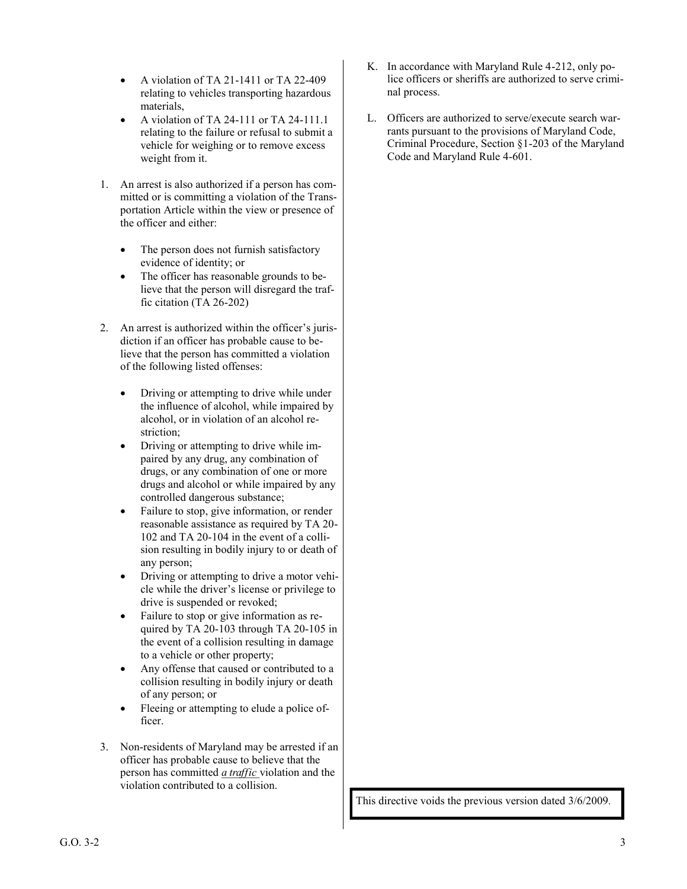- A violation of TA 21-1411 or TA 22-409 relating to vehicles transporting hazardous materials,
- A violation of TA 24-111 or TA 24-111.1 relating to the failure or refusal to submit a vehicle for weighing or to remove excess weight from it.

1. An arrest is also authorized if a person has committed or is committing a violation of the Transportation Article within the view or presence of the officer and either:

   - The person does not furnish satisfactory evidence of identity; or
   - The officer has reasonable grounds to believe that the person will disregard the traffic citation (TA 26-202)

2. An arrest is authorized within the officer's jurisdiction if an officer has probable cause to believe that the person has committed a violation of the following listed offenses:

   - Driving or attempting to drive while under the influence of alcohol, while impaired by alcohol, or in violation of an alcohol restriction;
   - Driving or attempting to drive while impaired by any drug, any combination of drugs, or any combination of one or more drugs and alcohol or while impaired by any controlled dangerous substance;
   - Failure to stop, give information, or render reasonable assistance as required by TA 20-102 and TA 20-104 in the event of a collision resulting in bodily injury to or death of any person;
   - Driving or attempting to drive a motor vehicle while the driver's license or privilege to drive is suspended or revoked;
   - Failure to stop or give information as required by TA 20-103 through TA 20-105 in the event of a collision resulting in damage to a vehicle or other property;
   - Any offense that caused or contributed to a collision resulting in bodily injury or death of any person; or
   - Fleeing or attempting to elude a police officer.

3. Non-residents of Maryland may be arrested if an officer has probable cause to believe that the person has committed ***a traffic*** violation and the violation contributed to a collision.

K. In accordance with Maryland Rule 4-212, only police officers or sheriffs are authorized to serve criminal process.

L. Officers are authorized to serve/execute search warrants pursuant to the provisions of Maryland Code, Criminal Procedure, Section §1-203 of the Maryland Code and Maryland Rule 4-601.

This directive voids the previous version dated 3/6/2009.